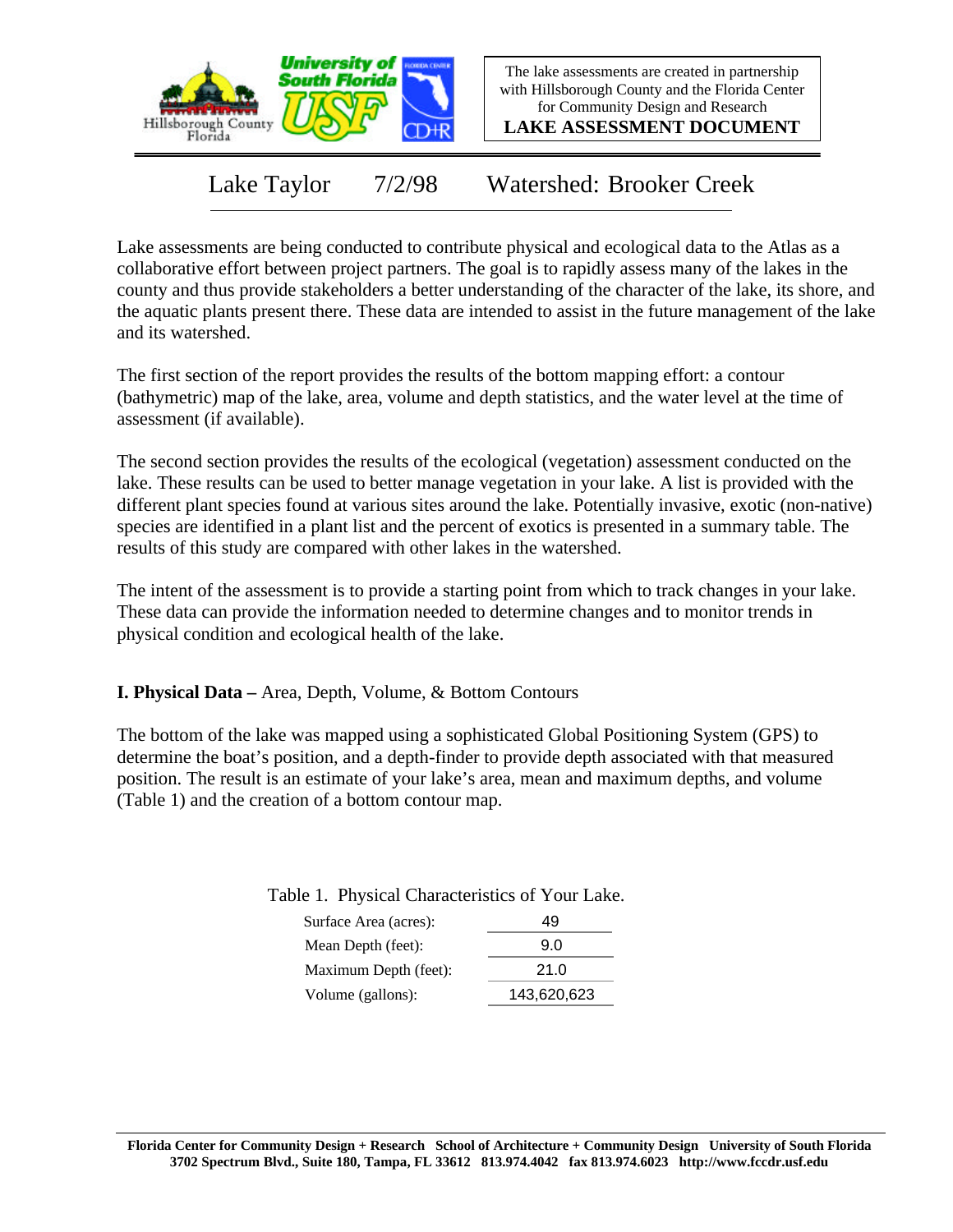The lake assessments are created in partnership with Hillsborough County and the Florida Center for Community Design and Research

**LAKE ASSESSMENT DOCUMENT**

# Lake Taylor 7/2/98 Watershed: Brooker Creek

Lake assessments are being conducted to contribute physical and ecological data to the Atlas as a collaborative effort between project partners. The goal is to rapidly assess many of the lakes in the county and thus provide stakeholders a better understanding of the character of the lake, its shore, and the aquatic plants present there. These data are intended to assist in the future management of the lake and its watershed.

The first section of the report provides the results of the bottom mapping effort: a contour (bathymetric) map of the lake, area, volume and depth statistics, and the water level at the time of assessment (if available).

The second section provides the results of the ecological (vegetation) assessment conducted on the lake. These results can be used to better manage vegetation in your lake. A list is provided with the different plant species found at various sites around the lake. Potentially invasive, exotic (non-native) species are identified in a plant list and the percent of exotics is presented in a summary table. The results of this study are compared with other lakes in the watershed.

The intent of the assessment is to provide a starting point from which to track changes in your lake. These data can provide the information needed to determine changes and to monitor trends in physical condition and ecological health of the lake.

## I. Physical Data – Area, Depth, Volume, & Bottom Contours

The bottom of the lake was mapped using a sophisticated Global Positioning System (GPS) to determine the boat's position, and a depth-finder to provide depth associated with that measured position. The result is an estimate of your lake's area, mean and maximum depths, and volume (Table 1) and the creation of a bottom contour map.

Table 1. Physical Characteristics of Your Lake.

| Characteristic | Value |
|---|---|
| Surface Area (acres): | 49 |
| Mean Depth (feet): | 9.0 |
| Maximum Depth (feet): | 21.0 |
| Volume (gallons): | 143,620,623 |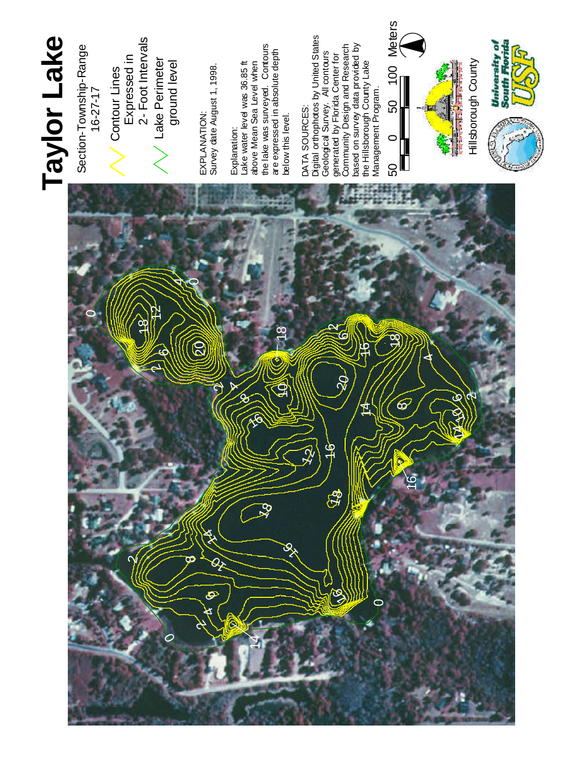# Taylor Lake

Section-Township-Range
16-27-17

Contour Lines
Expressed in
2- Foot Intervals

Lake Perimeter
ground level

EXPLANATION:
Survey date August 1, 1998.

Explanation:
Lake water level was 36.85 ft above Mean Sea Level when the lake was surveyed. Contours are expressed in absolute depth below this level.

DATA SOURCES:
Digital orthophotos by United States Geological Survey. All contours generated by Florida Center for Community Design and Research based on survey data provided by the Hillsborough County Lake Management Program.

50 0 50 100 Meters

Hillsborough County

University of South Florida USF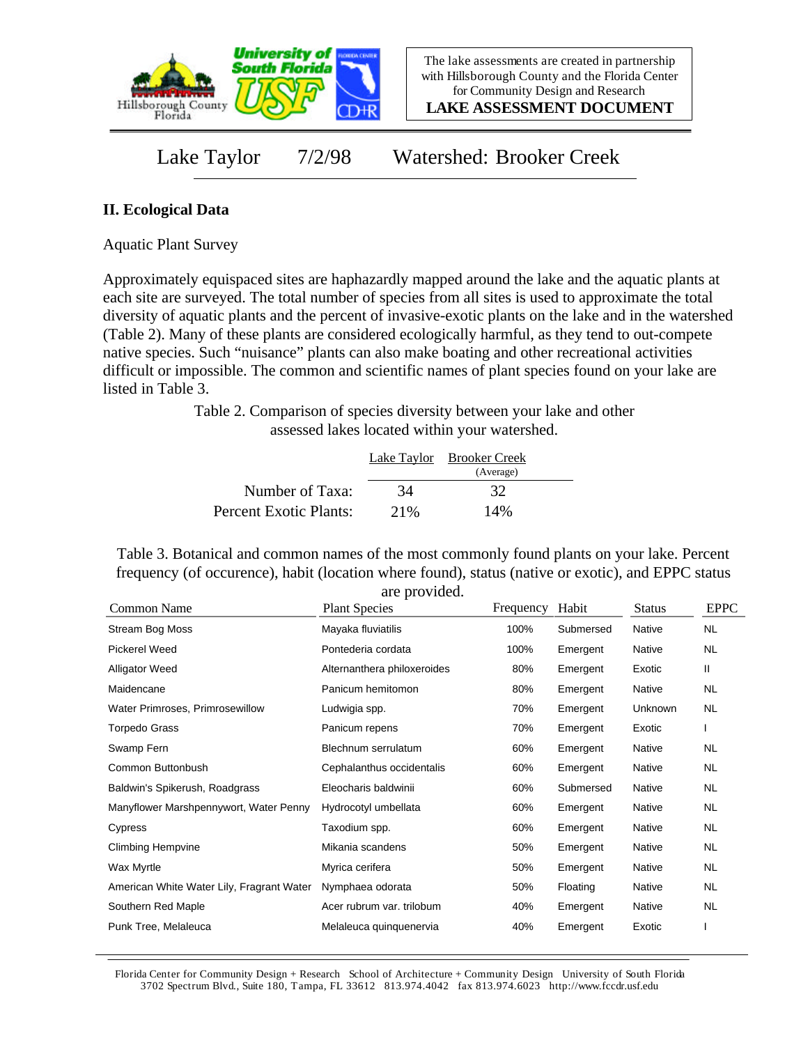The lake assessments are created in partnership with Hillsborough County and the Florida Center for Community Design and Research

**LAKE ASSESSMENT DOCUMENT**

# Lake Taylor 7/2/98 Watershed: Brooker Creek

## II. Ecological Data

Aquatic Plant Survey

Approximately equispaced sites are haphazardly mapped around the lake and the aquatic plants at each site are surveyed. The total number of species from all sites is used to approximate the total diversity of aquatic plants and the percent of invasive-exotic plants on the lake and in the watershed (Table 2). Many of these plants are considered ecologically harmful, as they tend to out-compete native species. Such "nuisance" plants can also make boating and other recreational activities difficult or impossible. The common and scientific names of plant species found on your lake are listed in Table 3.

Table 2. Comparison of species diversity between your lake and other assessed lakes located within your watershed.

| | Lake Taylor | Brooker Creek (Average) |
|---|---|---|
| Number of Taxa: | 34 | 32 |
| Percent Exotic Plants: | 21% | 14% |

Table 3. Botanical and common names of the most commonly found plants on your lake. Percent frequency (of occurence), habit (location where found), status (native or exotic), and EPPC status are provided.

| Common Name | Plant Species | Frequency | Habit | Status | EPPC |
|---|---|---|---|---|---|
| Stream Bog Moss | Mayaka fluviatilis | 100% | Submersed | Native | NL |
| Pickerel Weed | Pontederia cordata | 100% | Emergent | Native | NL |
| Alligator Weed | Alternanthera philoxeroides | 80% | Emergent | Exotic | II |
| Maidencane | Panicum hemitomon | 80% | Emergent | Native | NL |
| Water Primroses, Primrosewillow | Ludwigia spp. | 70% | Emergent | Unknown | NL |
| Torpedo Grass | Panicum repens | 70% | Emergent | Exotic | I |
| Swamp Fern | Blechnum serrulatum | 60% | Emergent | Native | NL |
| Common Buttonbush | Cephalanthus occidentalis | 60% | Emergent | Native | NL |
| Baldwin's Spikerush, Roadgrass | Eleocharis baldwinii | 60% | Submersed | Native | NL |
| Manyflower Marshpennywort, Water Penny | Hydrocotyl umbellata | 60% | Emergent | Native | NL |
| Cypress | Taxodium spp. | 60% | Emergent | Native | NL |
| Climbing Hempvine | Mikania scandens | 50% | Emergent | Native | NL |
| Wax Myrtle | Myrica cerifera | 50% | Emergent | Native | NL |
| American White Water Lily, Fragrant Water | Nymphaea odorata | 50% | Floating | Native | NL |
| Southern Red Maple | Acer rubrum var. trilobum | 40% | Emergent | Native | NL |
| Punk Tree, Melaleuca | Melaleuca quinquenervia | 40% | Emergent | Exotic | I |

Florida Center for Community Design + Research School of Architecture + Community Design University of South Florida 3702 Spectrum Blvd., Suite 180, Tampa, FL 33612 813.974.4042 fax 813.974.6023 http://www.fccdr.usf.edu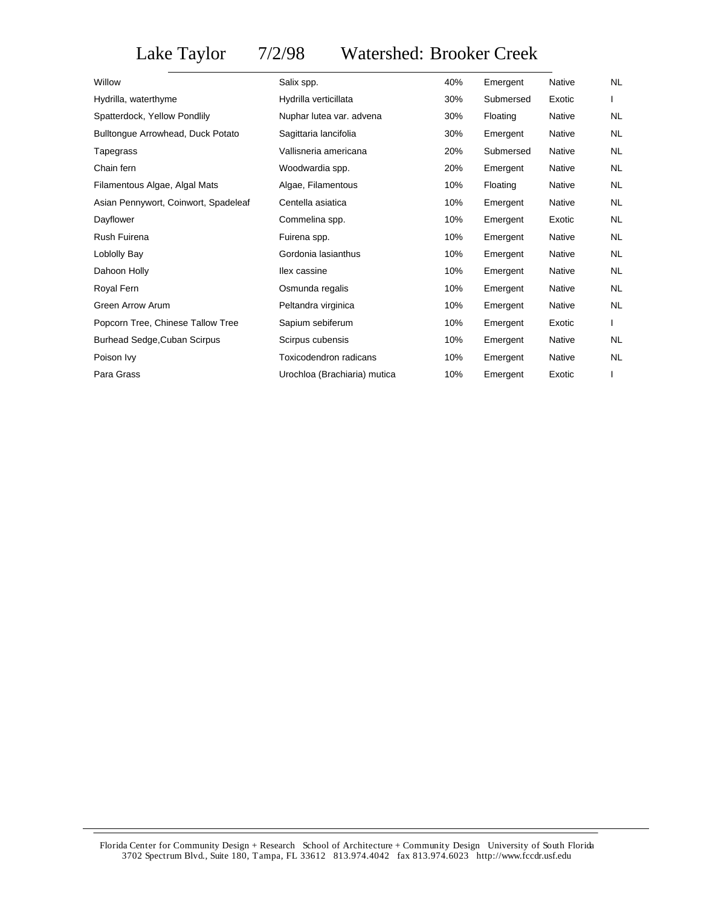# Lake Taylor 7/2/98 Watershed: Brooker Creek

| | | | | | |
|---|---|---|---|---|---|
| Willow | Salix spp. | 40% | Emergent | Native | NL |
| Hydrilla, waterthyme | Hydrilla verticillata | 30% | Submersed | Exotic | I |
| Spatterdock, Yellow Pondlily | Nuphar lutea var. advena | 30% | Floating | Native | NL |
| Bulltongue Arrowhead, Duck Potato | Sagittaria lancifolia | 30% | Emergent | Native | NL |
| Tapegrass | Vallisneria americana | 20% | Submersed | Native | NL |
| Chain fern | Woodwardia spp. | 20% | Emergent | Native | NL |
| Filamentous Algae, Algal Mats | Algae, Filamentous | 10% | Floating | Native | NL |
| Asian Pennywort, Coinwort, Spadeleaf | Centella asiatica | 10% | Emergent | Native | NL |
| Dayflower | Commelina spp. | 10% | Emergent | Exotic | NL |
| Rush Fuirena | Fuirena spp. | 10% | Emergent | Native | NL |
| Loblolly Bay | Gordonia lasianthus | 10% | Emergent | Native | NL |
| Dahoon Holly | Ilex cassine | 10% | Emergent | Native | NL |
| Royal Fern | Osmunda regalis | 10% | Emergent | Native | NL |
| Green Arrow Arum | Peltandra virginica | 10% | Emergent | Native | NL |
| Popcorn Tree, Chinese Tallow Tree | Sapium sebiferum | 10% | Emergent | Exotic | I |
| Burhead Sedge,Cuban Scirpus | Scirpus cubensis | 10% | Emergent | Native | NL |
| Poison Ivy | Toxicodendron radicans | 10% | Emergent | Native | NL |
| Para Grass | Urochloa (Brachiaria) mutica | 10% | Emergent | Exotic | I |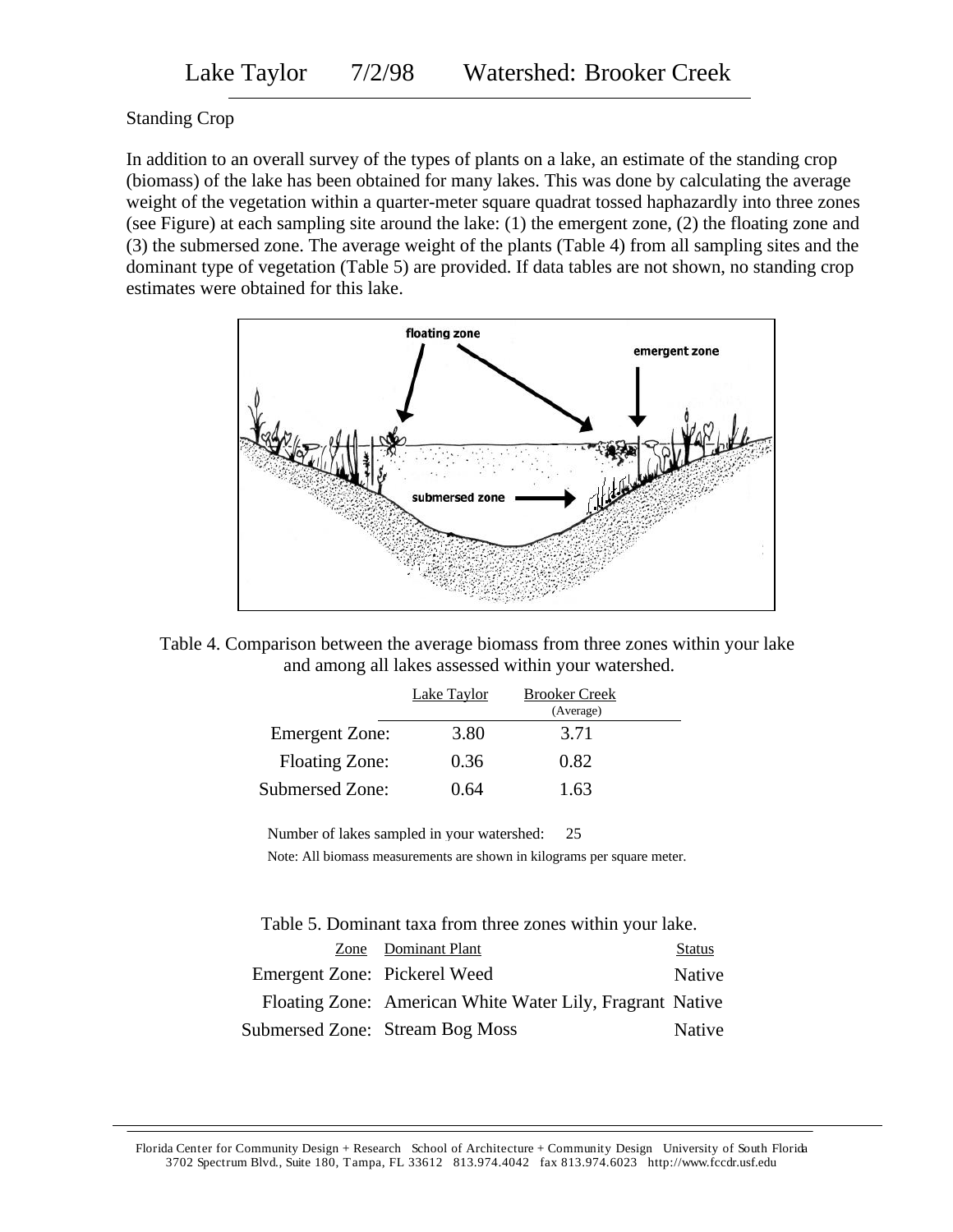Lake Taylor 7/2/98 Watershed: Brooker Creek

Standing Crop

In addition to an overall survey of the types of plants on a lake, an estimate of the standing crop (biomass) of the lake has been obtained for many lakes. This was done by calculating the average weight of the vegetation within a quarter-meter square quadrat tossed haphazardly into three zones (see Figure) at each sampling site around the lake: (1) the emergent zone, (2) the floating zone and (3) the submersed zone. The average weight of the plants (Table 4) from all sampling sites and the dominant type of vegetation (Table 5) are provided. If data tables are not shown, no standing crop estimates were obtained for this lake.

floating zone

emergent zone

submersed zone

Table 4. Comparison between the average biomass from three zones within your lake and among all lakes assessed within your watershed.

| | Lake Taylor | Brooker Creek (Average) |
|---|---|---|
| Emergent Zone: | 3.80 | 3.71 |
| Floating Zone: | 0.36 | 0.82 |
| Submersed Zone: | 0.64 | 1.63 |

Number of lakes sampled in your watershed: 25

Note: All biomass measurements are shown in kilograms per square meter.

Table 5. Dominant taxa from three zones within your lake.

| Zone | Dominant Plant | Status |
|---|---|---|
| Emergent Zone: | Pickerel Weed | Native |
| Floating Zone: | American White Water Lily, Fragrant | Native |
| Submersed Zone: | Stream Bog Moss | Native |